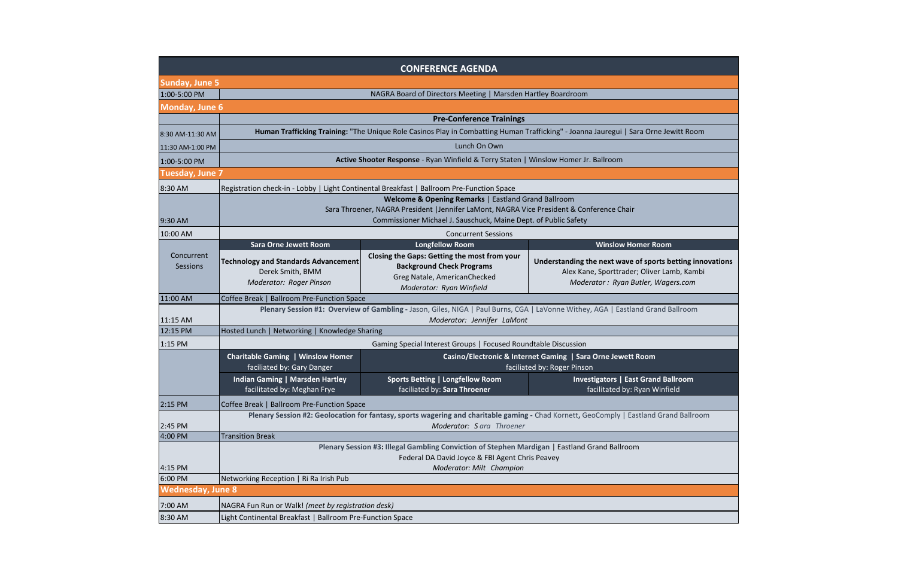# CONFERENCE AGENDA

| | | | |
|---|---|---|---|
| **Sunday, June 5** | | | |
| 1:00-5:00 PM | NAGRA Board of Directors Meeting \| Marsden Hartley Boardroom | | |
| **Monday, June 6** | | | |
| | **Pre-Conference Trainings** | | |
| 8:30 AM-11:30 AM | **Human Trafficking Training:** "The Unique Role Casinos Play in Combatting Human Trafficking" - Joanna Jauregui \| Sara Orne Jewitt Room | | |
| 11:30 AM-1:00 PM | Lunch On Own | | |
| 1:00-5:00 PM | **Active Shooter Response** - Ryan Winfield & Terry Staten \| Winslow Homer Jr. Ballroom | | |
| **Tuesday, June 7** | | | |
| 8:30 AM | Registration check-in - Lobby \| Light Continental Breakfast \| Ballroom Pre-Function Space | | |
| 9:30 AM | **Welcome & Opening Remarks** \| Eastland Grand Ballroom<br>Sara Throener, NAGRA President \|Jennifer LaMont, NAGRA Vice President & Conference Chair<br>Commissioner Michael J. Sauschuck, Maine Dept. of Public Safety | | |
| 10:00 AM | Concurrent Sessions | | |
| | **Sara Orne Jewett Room** | **Longfellow Room** | **Winslow Homer Room** |
| Concurrent Sessions | **Technology and Standards Advancement**<br>Derek Smith, BMM<br>*Moderator: Roger Pinson* | **Closing the Gaps: Getting the most from your Background Check Programs**<br>Greg Natale, AmericanChecked<br>*Moderator: Ryan Winfield* | **Understanding the next wave of sports betting innovations**<br>Alex Kane, Sporttrader; Oliver Lamb, Kambi<br>*Moderator : Ryan Butler, Wagers.com* |
| 11:00 AM | Coffee Break \| Ballroom Pre-Function Space | | |
| 11:15 AM | **Plenary Session #1: Overview of Gambling** - Jason, Giles, NIGA \| Paul Burns, CGA \| LaVonne Withey, AGA \| Eastland Grand Ballroom<br>*Moderator: Jennifer LaMont* | | |
| 12:15 PM | Hosted Lunch \| Networking \| Knowledge Sharing | | |
| 1:15 PM | Gaming Special Interest Groups \| Focused Roundtable Discussion | | |
| | **Charitable Gaming \| Winslow Homer**<br>faciliated by: Gary Danger | **Casino/Electronic & Internet Gaming \| Sara Orne Jewett Room**<br>faciliated by: Roger Pinson | |
| | **Indian Gaming \| Marsden Hartley**<br>facilitated by: Meghan Frye | **Sports Betting \| Longfellow Room**<br>faciliated by: **Sara Throener** | **Investigators \| East Grand Ballroom**<br>facilitated by: Ryan Winfield |
| 2:15 PM | Coffee Break \| Ballroom Pre-Function Space | | |
| 2:45 PM | **Plenary Session #2: Geolocation for fantasy, sports wagering and charitable gaming** - Chad Kornett, GeoComply \| Eastland Grand Ballroom<br>*Moderator: Sara Throener* | | |
| 4:00 PM | Transition Break | | |
| 4:15 PM | **Plenary Session #3: Illegal Gambling Conviction of Stephen Mardigan** \| Eastland Grand Ballroom<br>Federal DA David Joyce & FBI Agent Chris Peavey<br>*Moderator: Milt Champion* | | |
| 6:00 PM | Networking Reception \| Ri Ra Irish Pub | | |
| **Wednesday, June 8** | | | |
| 7:00 AM | NAGRA Fun Run or Walk! *(meet by registration desk)* | | |
| 8:30 AM | Light Continental Breakfast \| Ballroom Pre-Function Space | | |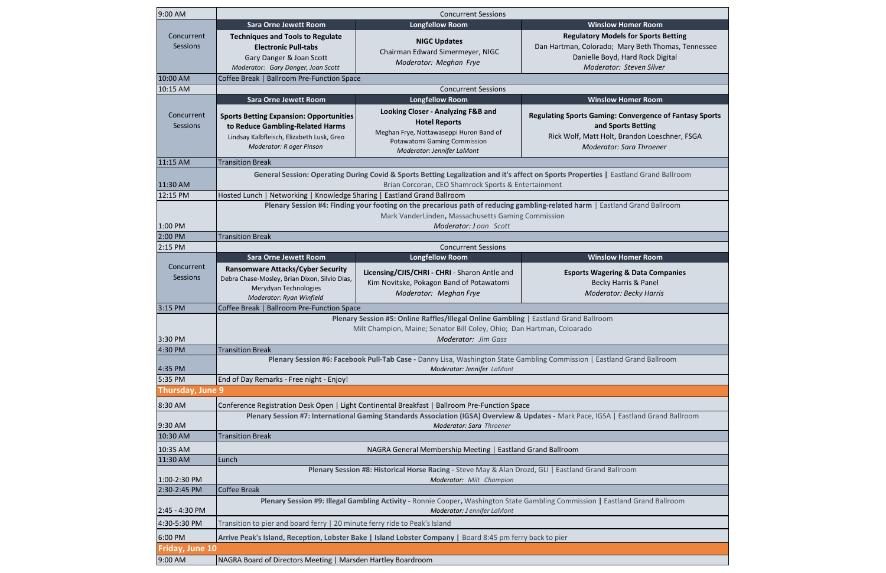| | | | |
|---|---|---|---|
| 9:00 AM | Concurrent Sessions | | |
| | **Sara Orne Jewett Room** | **Longfellow Room** | **Winslow Homer Room** |
| Concurrent Sessions | **Techniques and Tools to Regulate Electronic Pull-tabs** Gary Danger & Joan Scott *Moderator: Gary Danger, Joan Scott* | **NIGC Updates** Chairman Edward Simermeyer, NIGC *Moderator: Meghan Frye* | **Regulatory Models for Sports Betting** Dan Hartman, Colorado; Mary Beth Thomas, Tennessee Danielle Boyd, Hard Rock Digital *Moderator: Steven Silver* |
| 10:00 AM | Coffee Break \| Ballroom Pre-Function Space | | |
| 10:15 AM | Concurrent Sessions | | |
| | **Sara Orne Jewett Room** | **Longfellow Room** | **Winslow Homer Room** |
| Concurrent Sessions | **Sports Betting Expansion: Opportunities to Reduce Gambling-Related Harms** Lindsay Kalbfleisch, Elizabeth Lusk, Greo *Moderator: R oger Pinson* | **Looking Closer - Analyzing F&B and Hotel Reports** Meghan Frye, Nottawaseppi Huron Band of Potawatomi Gaming Commission *Moderator: Jennifer LaMont* | **Regulating Sports Gaming: Convergence of Fantasy Sports and Sports Betting** Rick Wolf, Matt Holt, Brandon Loeschner, FSGA *Moderator: Sara Throener* |
| 11:15 AM | Transition Break | | |
| 11:30 AM | **General Session: Operating During Covid & Sports Betting Legalization and it's affect on Sports Properties \|** Eastland Grand Ballroom Brian Corcoran, CEO Shamrock Sports & Entertainment | | |
| 12:15 PM | Hosted Lunch \| Networking \| Knowledge Sharing \| Eastland Grand Ballroom | | |
| 1:00 PM | **Plenary Session #4: Finding your footing on the precarious path of reducing gambling-related harm** \| Eastland Grand Ballroom Mark VanderLinden, Massachusetts Gaming Commission *Moderator: J oan Scott* | | |
| 2:00 PM | Transition Break | | |
| 2:15 PM | Concurrent Sessions | | |
| | **Sara Orne Jewett Room** | **Longfellow Room** | **Winslow Homer Room** |
| Concurrent Sessions | **Ransomware Attacks/Cyber Security** Debra Chase-Mosley, Brian Dixon, Silvio Dias, Merydyan Technologies *Moderator: Ryan Winfield* | **Licensing/CJIS/CHRI - CHRI** - Sharon Antle and Kim Novitske, Pokagon Band of Potawatomi *Moderator: Meghan Frye* | **Esports Wagering & Data Companies** Becky Harris & Panel *Moderator: Becky Harris* |
| 3:15 PM | Coffee Break \| Ballroom Pre-Function Space | | |
| 3:30 PM | **Plenary Session #5: Online Raffles/Illegal Online Gambling** \| Eastland Grand Ballroom Milt Champion, Maine; Senator Bill Coley, Ohio; Dan Hartman, Coloarado *Moderator: Jim Gass* | | |
| 4:30 PM | Transition Break | | |
| 4:35 PM | **Plenary Session #6: Facebook Pull-Tab Case -** Danny Lisa, Washington State Gambling Commission \| Eastland Grand Ballroom *Moderator: Jennifer LaMont* | | |
| 5:35 PM | End of Day Remarks - Free night - Enjoy! | | |
| **Thursday, June 9** | | | |
| 8:30 AM | Conference Registration Desk Open \| Light Continental Breakfast \| Ballroom Pre-Function Space | | |
| 9:30 AM | **Plenary Session #7: International Gaming Standards Association (IGSA) Overview & Updates -** Mark Pace, IGSA \| Eastland Grand Ballroom *Moderator: Sara Throener* | | |
| 10:30 AM | Transition Break | | |
| 10:35 AM | NAGRA General Membership Meeting \| Eastland Grand Ballroom | | |
| 11:30 AM | Lunch | | |
| 1:00-2:30 PM | **Plenary Session #8: Historical Horse Racing -** Steve May & Alan Drozd, GLI \| Eastland Grand Ballroom *Moderator: Milt Champion* | | |
| 2:30-2:45 PM | Coffee Break | | |
| 2:45 - 4:30 PM | **Plenary Session #9: Illegal Gambling Activity -** Ronnie Cooper, Washington State Gambling Commission **\|** Eastland Grand Ballroom *Moderator: J ennifer LaMont* | | |
| 4:30-5:30 PM | Transition to pier and board ferry \| 20 minute ferry ride to Peak's Island | | |
| 6:00 PM | **Arrive Peak's Island, Reception, Lobster Bake \| Island Lobster Company \|** Board 8:45 pm ferry back to pier | | |
| **Friday, June 10** | | | |
| 9:00 AM | NAGRA Board of Directors Meeting \| Marsden Hartley Boardroom | | |